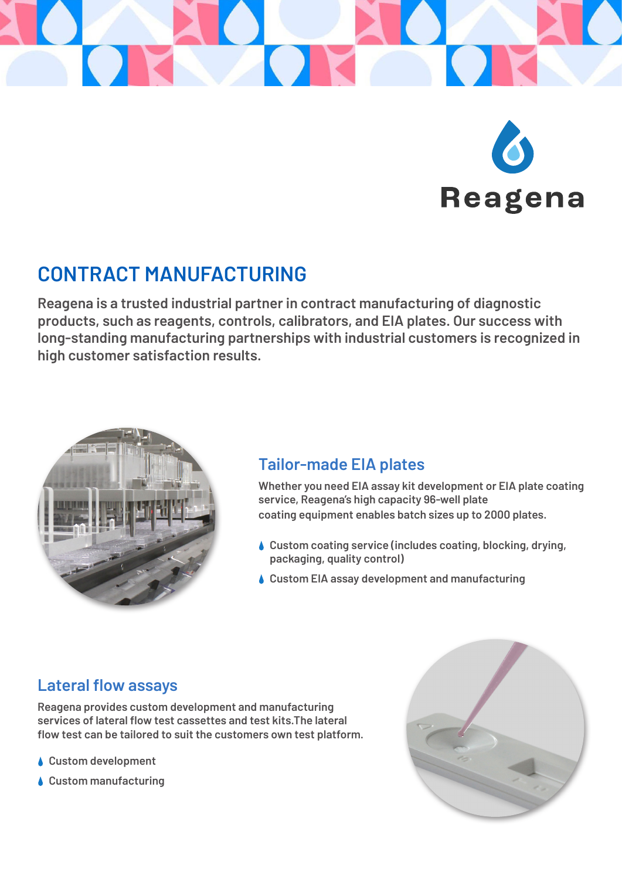Reagena

# CONTRACT MANUFACTURING

**Reagena is a trusted industrial partner in contract manufacturing of diagnostic products, such as reagents, controls, calibrators, and EIA plates. Our success with long-standing manufacturing partnerships with industrial customers is recognized in high customer satisfaction results.**

## Tailor-made EIA plates

Whether you need EIA assay kit development or EIA plate coating service, Reagena's high capacity 96-well plate coating equipment enables batch sizes up to 2000 plates.

- Custom coating service (includes coating, blocking, drying, packaging, quality control)
- Custom EIA assay development and manufacturing

## Lateral flow assays

Reagena provides custom development and manufacturing services of lateral flow test cassettes and test kits.The lateral flow test can be tailored to suit the customers own test platform.

- Custom development
- Custom manufacturing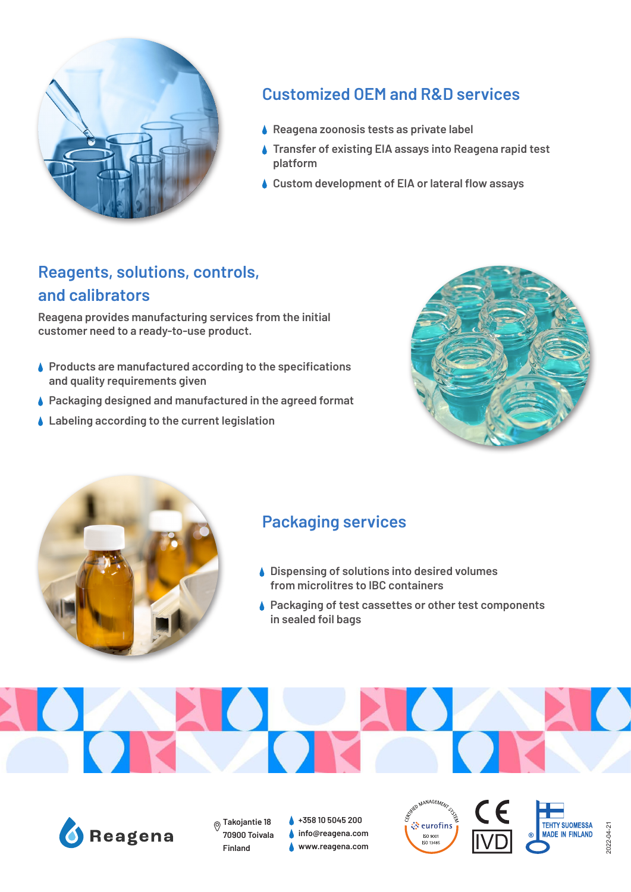## Customized OEM and R&D services

- Reagena zoonosis tests as private label
- Transfer of existing EIA assays into Reagena rapid test platform
- Custom development of EIA or lateral flow assays

## Reagents, solutions, controls, and calibrators

Reagena provides manufacturing services from the initial customer need to a ready-to-use product.

- Products are manufactured according to the specifications and quality requirements given
- Packaging designed and manufactured in the agreed format
- Labeling according to the current legislation

## Packaging services

- Dispensing of solutions into desired volumes from microlitres to IBC containers
- Packaging of test cassettes or other test components in sealed foil bags

Reagena

Takojantie 18
70900 Toivala
Finland

+358 10 5045 200
info@reagena.com
www.reagena.com

CERTIFIED MANAGEMENT SYSTEM eurofins ISO 9001 ISO 13485

CE IVD

TEHTY SUOMESSA MADE IN FINLAND

2022-04-21